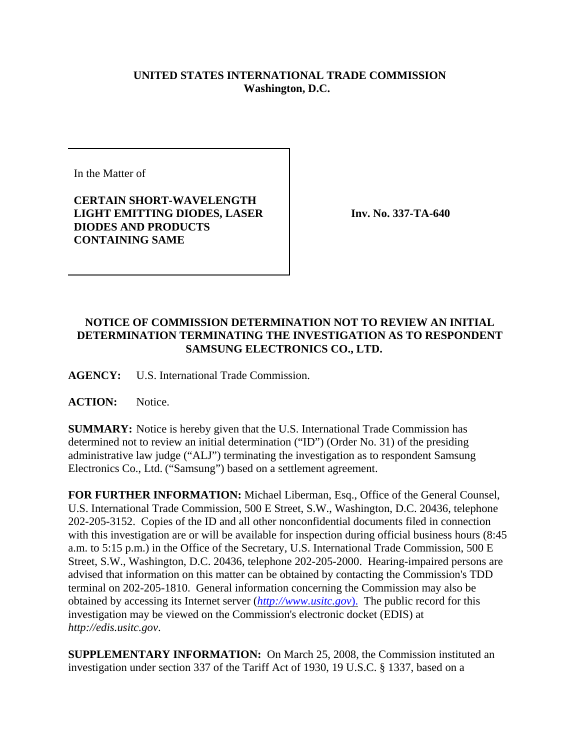**UNITED STATES INTERNATIONAL TRADE COMMISSION**
**Washington, D.C.**

| In the Matter of<br><br>**CERTAIN SHORT-WAVELENGTH LIGHT EMITTING DIODES, LASER DIODES AND PRODUCTS CONTAINING SAME** | **Inv. No. 337-TA-640** |
|---|---|

**NOTICE OF COMMISSION DETERMINATION NOT TO REVIEW AN INITIAL DETERMINATION TERMINATING THE INVESTIGATION AS TO RESPONDENT SAMSUNG ELECTRONICS CO., LTD.**

**AGENCY:** U.S. International Trade Commission.

**ACTION:** Notice.

**SUMMARY:** Notice is hereby given that the U.S. International Trade Commission has determined not to review an initial determination ("ID") (Order No. 31) of the presiding administrative law judge ("ALJ") terminating the investigation as to respondent Samsung Electronics Co., Ltd. ("Samsung") based on a settlement agreement.

**FOR FURTHER INFORMATION:** Michael Liberman, Esq., Office of the General Counsel, U.S. International Trade Commission, 500 E Street, S.W., Washington, D.C. 20436, telephone 202-205-3152. Copies of the ID and all other nonconfidential documents filed in connection with this investigation are or will be available for inspection during official business hours (8:45 a.m. to 5:15 p.m.) in the Office of the Secretary, U.S. International Trade Commission, 500 E Street, S.W., Washington, D.C. 20436, telephone 202-205-2000. Hearing-impaired persons are advised that information on this matter can be obtained by contacting the Commission's TDD terminal on 202-205-1810. General information concerning the Commission may also be obtained by accessing its Internet server (*http://www.usitc.gov*). The public record for this investigation may be viewed on the Commission's electronic docket (EDIS) at *http://edis.usitc.gov*.

**SUPPLEMENTARY INFORMATION:** On March 25, 2008, the Commission instituted an investigation under section 337 of the Tariff Act of 1930, 19 U.S.C. § 1337, based on a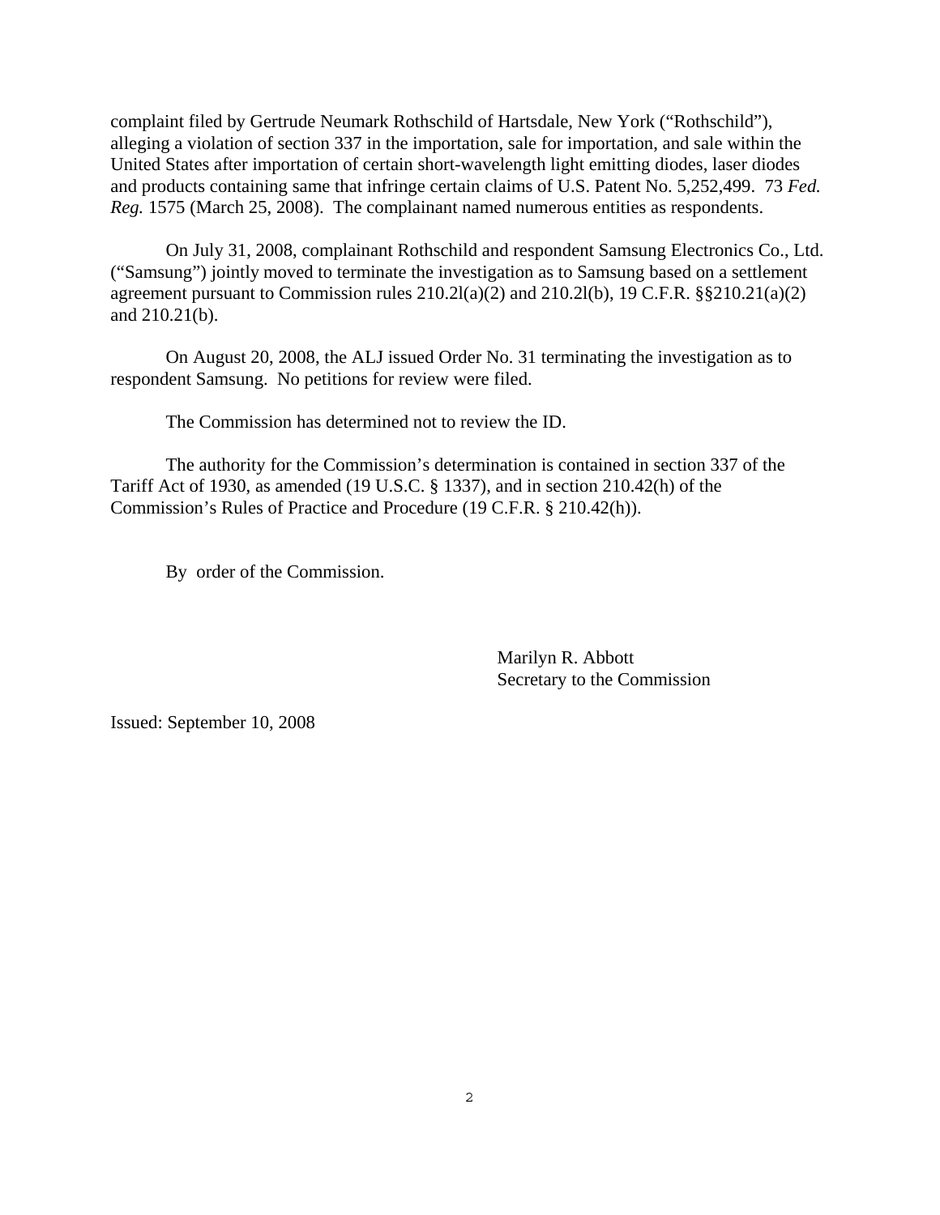complaint filed by Gertrude Neumark Rothschild of Hartsdale, New York ("Rothschild"), alleging a violation of section 337 in the importation, sale for importation, and sale within the United States after importation of certain short-wavelength light emitting diodes, laser diodes and products containing same that infringe certain claims of U.S. Patent No. 5,252,499. 73 *Fed. Reg.* 1575 (March 25, 2008). The complainant named numerous entities as respondents.

On July 31, 2008, complainant Rothschild and respondent Samsung Electronics Co., Ltd. ("Samsung") jointly moved to terminate the investigation as to Samsung based on a settlement agreement pursuant to Commission rules 210.2l(a)(2) and 210.2l(b), 19 C.F.R. §§210.21(a)(2) and 210.21(b).

On August 20, 2008, the ALJ issued Order No. 31 terminating the investigation as to respondent Samsung. No petitions for review were filed.

The Commission has determined not to review the ID.

The authority for the Commission's determination is contained in section 337 of the Tariff Act of 1930, as amended (19 U.S.C. § 1337), and in section 210.42(h) of the Commission's Rules of Practice and Procedure (19 C.F.R. § 210.42(h)).

By order of the Commission.

Marilyn R. Abbott
Secretary to the Commission

Issued: September 10, 2008